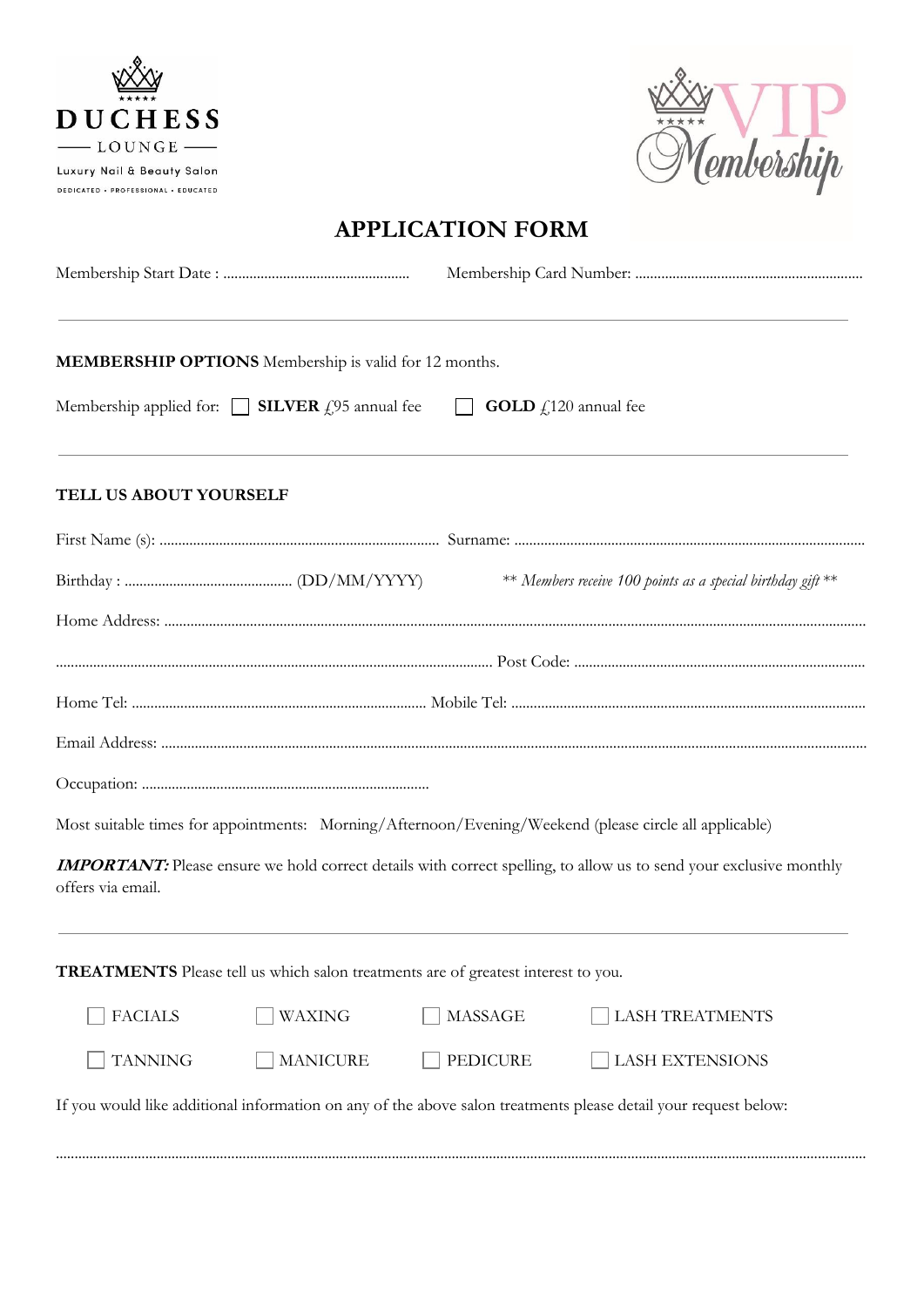DUCHESS

LOUNGE

Luxury Nail & Beauty Salon

DEDICATED • PROFESSIONAL • EDUCATED

VIP Membership

# APPLICATION FORM

Membership Start Date : .................................................. Membership Card Number: ............................................................

---

**MEMBERSHIP OPTIONS** Membership is valid for 12 months.

Membership applied for: ☐ **SILVER** £95 annual fee ☐ **GOLD** £120 annual fee

---

**TELL US ABOUT YOURSELF**

First Name (s): .......................................................................... Surname: ..............................................................................................

Birthday : ............................................. (DD/MM/YYYY) *** Members receive 100 points as a special birthday gift ***

Home Address: ....................................................................................................................................................................

.................................................................................................................... Post Code: .............................................................................

Home Tel: ............................................................................... Mobile Tel: ...............................................................................................

Email Address: ..................................................................................................................................................................

Occupation: ............................................................................

Most suitable times for appointments: Morning/Afternoon/Evening/Weekend (please circle all applicable)

***IMPORTANT:*** Please ensure we hold correct details with correct spelling, to allow us to send your exclusive monthly offers via email.

---

**TREATMENTS** Please tell us which salon treatments are of greatest interest to you.

☐ FACIALS ☐ WAXING ☐ MASSAGE ☐ LASH TREATMENTS

☐ TANNING ☐ MANICURE ☐ PEDICURE ☐ LASH EXTENSIONS

If you would like additional information on any of the above salon treatments please detail your request below:

..........................................................................................................................................................................................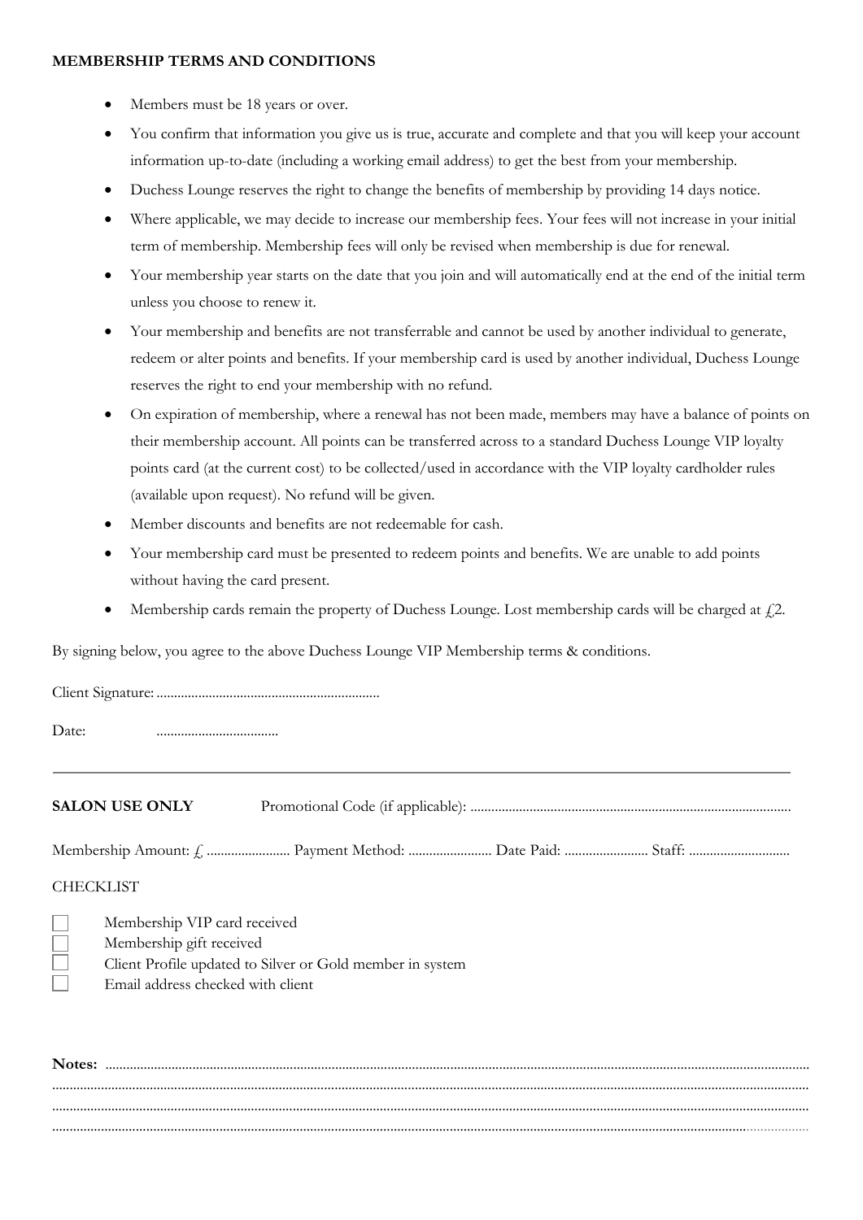**MEMBERSHIP TERMS AND CONDITIONS**

- Members must be 18 years or over.
- You confirm that information you give us is true, accurate and complete and that you will keep your account information up-to-date (including a working email address) to get the best from your membership.
- Duchess Lounge reserves the right to change the benefits of membership by providing 14 days notice.
- Where applicable, we may decide to increase our membership fees. Your fees will not increase in your initial term of membership. Membership fees will only be revised when membership is due for renewal.
- Your membership year starts on the date that you join and will automatically end at the end of the initial term unless you choose to renew it.
- Your membership and benefits are not transferrable and cannot be used by another individual to generate, redeem or alter points and benefits. If your membership card is used by another individual, Duchess Lounge reserves the right to end your membership with no refund.
- On expiration of membership, where a renewal has not been made, members may have a balance of points on their membership account. All points can be transferred across to a standard Duchess Lounge VIP loyalty points card (at the current cost) to be collected/used in accordance with the VIP loyalty cardholder rules (available upon request). No refund will be given.
- Member discounts and benefits are not redeemable for cash.
- Your membership card must be presented to redeem points and benefits. We are unable to add points without having the card present.
- Membership cards remain the property of Duchess Lounge. Lost membership cards will be charged at £2.

By signing below, you agree to the above Duchess Lounge VIP Membership terms & conditions.

Client Signature: ................................................................

Date: ..................................

---

**SALON USE ONLY** Promotional Code (if applicable): ..........................................................................................

Membership Amount: £ ........................ Payment Method: ........................ Date Paid: ........................ Staff: ............................

CHECKLIST

- ☐ Membership VIP card received
- ☐ Membership gift received
- ☐ Client Profile updated to Silver or Gold member in system
- ☐ Email address checked with client

**Notes:** ....................................................................................................................................................................................
..................................................................................................................................................................................................
..................................................................................................................................................................................................
..................................................................................................................................................................................................